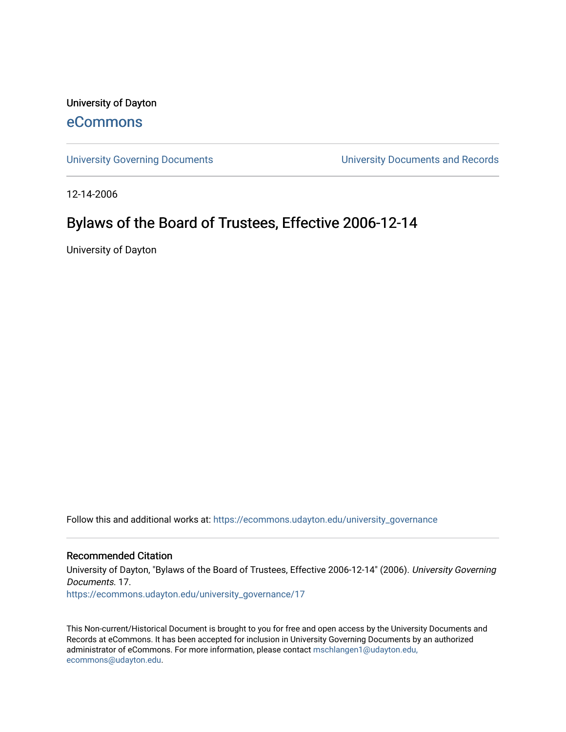University of Dayton

eCommons

University Governing Documents | University Documents and Records

12-14-2006

# Bylaws of the Board of Trustees, Effective 2006-12-14

University of Dayton

Follow this and additional works at: https://ecommons.udayton.edu/university_governance

## Recommended Citation

University of Dayton, "Bylaws of the Board of Trustees, Effective 2006-12-14" (2006). *University Governing Documents*. 17.
https://ecommons.udayton.edu/university_governance/17

This Non-current/Historical Document is brought to you for free and open access by the University Documents and Records at eCommons. It has been accepted for inclusion in University Governing Documents by an authorized administrator of eCommons. For more information, please contact mschlangen1@udayton.edu, ecommons@udayton.edu.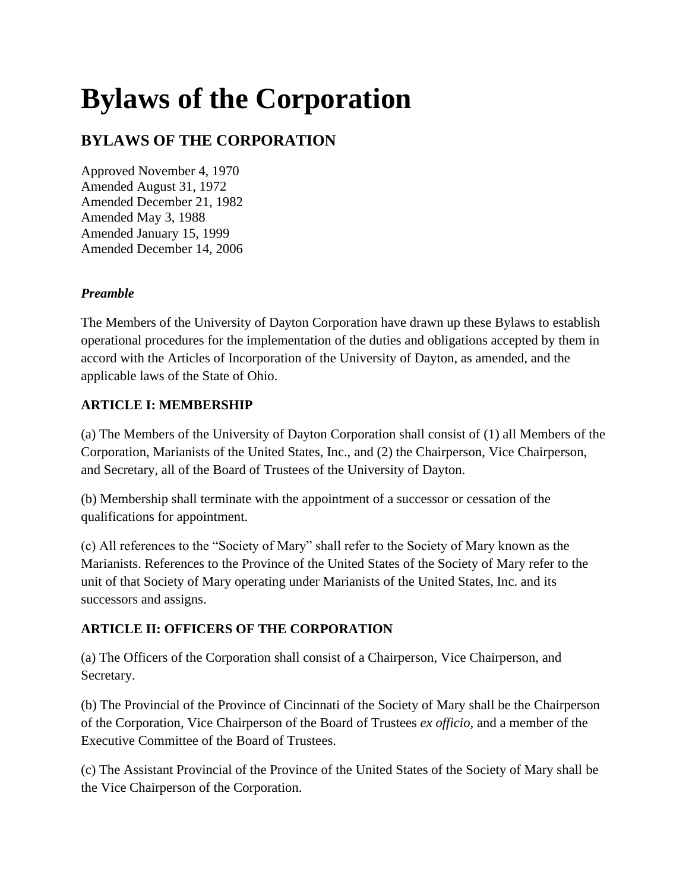# Bylaws of the Corporation

## BYLAWS OF THE CORPORATION

Approved November 4, 1970
Amended August 31, 1972
Amended December 21, 1982
Amended May 3, 1988
Amended January 15, 1999
Amended December 14, 2006

***Preamble***

The Members of the University of Dayton Corporation have drawn up these Bylaws to establish operational procedures for the implementation of the duties and obligations accepted by them in accord with the Articles of Incorporation of the University of Dayton, as amended, and the applicable laws of the State of Ohio.

**ARTICLE I: MEMBERSHIP**

(a) The Members of the University of Dayton Corporation shall consist of (1) all Members of the Corporation, Marianists of the United States, Inc., and (2) the Chairperson, Vice Chairperson, and Secretary, all of the Board of Trustees of the University of Dayton.

(b) Membership shall terminate with the appointment of a successor or cessation of the qualifications for appointment.

(c) All references to the "Society of Mary" shall refer to the Society of Mary known as the Marianists. References to the Province of the United States of the Society of Mary refer to the unit of that Society of Mary operating under Marianists of the United States, Inc. and its successors and assigns.

**ARTICLE II: OFFICERS OF THE CORPORATION**

(a) The Officers of the Corporation shall consist of a Chairperson, Vice Chairperson, and Secretary.

(b) The Provincial of the Province of Cincinnati of the Society of Mary shall be the Chairperson of the Corporation, Vice Chairperson of the Board of Trustees *ex officio*, and a member of the Executive Committee of the Board of Trustees.

(c) The Assistant Provincial of the Province of the United States of the Society of Mary shall be the Vice Chairperson of the Corporation.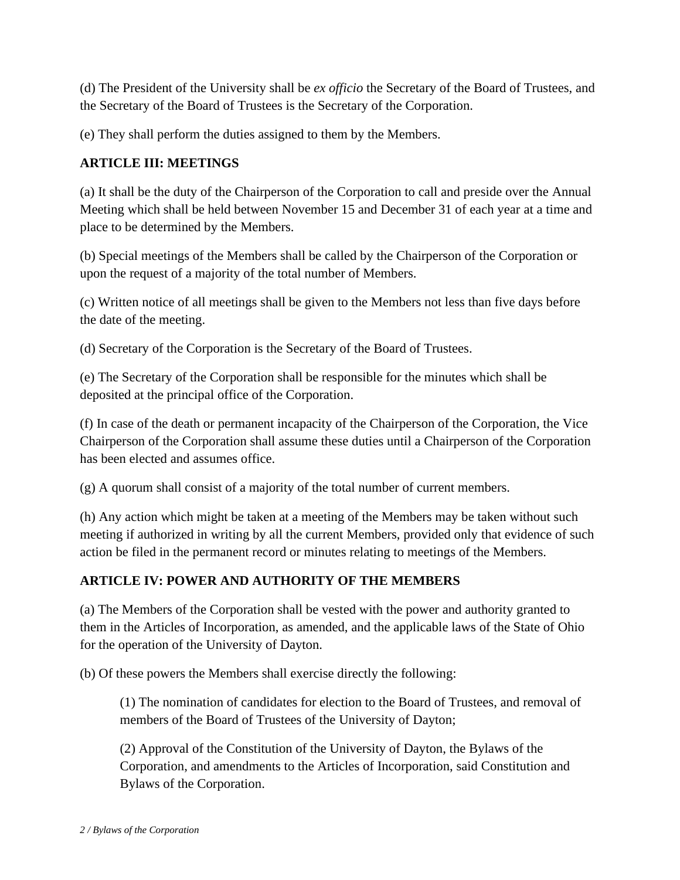(d) The President of the University shall be *ex officio* the Secretary of the Board of Trustees, and the Secretary of the Board of Trustees is the Secretary of the Corporation.

(e) They shall perform the duties assigned to them by the Members.

## ARTICLE III: MEETINGS

(a) It shall be the duty of the Chairperson of the Corporation to call and preside over the Annual Meeting which shall be held between November 15 and December 31 of each year at a time and place to be determined by the Members.

(b) Special meetings of the Members shall be called by the Chairperson of the Corporation or upon the request of a majority of the total number of Members.

(c) Written notice of all meetings shall be given to the Members not less than five days before the date of the meeting.

(d) Secretary of the Corporation is the Secretary of the Board of Trustees.

(e) The Secretary of the Corporation shall be responsible for the minutes which shall be deposited at the principal office of the Corporation.

(f) In case of the death or permanent incapacity of the Chairperson of the Corporation, the Vice Chairperson of the Corporation shall assume these duties until a Chairperson of the Corporation has been elected and assumes office.

(g) A quorum shall consist of a majority of the total number of current members.

(h) Any action which might be taken at a meeting of the Members may be taken without such meeting if authorized in writing by all the current Members, provided only that evidence of such action be filed in the permanent record or minutes relating to meetings of the Members.

## ARTICLE IV: POWER AND AUTHORITY OF THE MEMBERS

(a) The Members of the Corporation shall be vested with the power and authority granted to them in the Articles of Incorporation, as amended, and the applicable laws of the State of Ohio for the operation of the University of Dayton.

(b) Of these powers the Members shall exercise directly the following:

> (1) The nomination of candidates for election to the Board of Trustees, and removal of members of the Board of Trustees of the University of Dayton;
>
> (2) Approval of the Constitution of the University of Dayton, the Bylaws of the Corporation, and amendments to the Articles of Incorporation, said Constitution and Bylaws of the Corporation.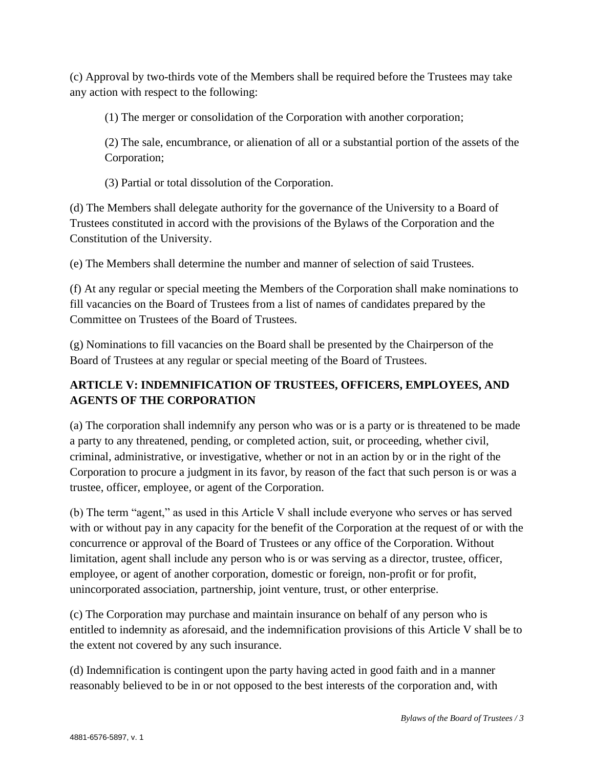(c) Approval by two-thirds vote of the Members shall be required before the Trustees may take any action with respect to the following:

> (1) The merger or consolidation of the Corporation with another corporation;
>
> (2) The sale, encumbrance, or alienation of all or a substantial portion of the assets of the Corporation;
>
> (3) Partial or total dissolution of the Corporation.

(d) The Members shall delegate authority for the governance of the University to a Board of Trustees constituted in accord with the provisions of the Bylaws of the Corporation and the Constitution of the University.

(e) The Members shall determine the number and manner of selection of said Trustees.

(f) At any regular or special meeting the Members of the Corporation shall make nominations to fill vacancies on the Board of Trustees from a list of names of candidates prepared by the Committee on Trustees of the Board of Trustees.

(g) Nominations to fill vacancies on the Board shall be presented by the Chairperson of the Board of Trustees at any regular or special meeting of the Board of Trustees.

## ARTICLE V: INDEMNIFICATION OF TRUSTEES, OFFICERS, EMPLOYEES, AND AGENTS OF THE CORPORATION

(a) The corporation shall indemnify any person who was or is a party or is threatened to be made a party to any threatened, pending, or completed action, suit, or proceeding, whether civil, criminal, administrative, or investigative, whether or not in an action by or in the right of the Corporation to procure a judgment in its favor, by reason of the fact that such person is or was a trustee, officer, employee, or agent of the Corporation.

(b) The term "agent," as used in this Article V shall include everyone who serves or has served with or without pay in any capacity for the benefit of the Corporation at the request of or with the concurrence or approval of the Board of Trustees or any office of the Corporation. Without limitation, agent shall include any person who is or was serving as a director, trustee, officer, employee, or agent of another corporation, domestic or foreign, non-profit or for profit, unincorporated association, partnership, joint venture, trust, or other enterprise.

(c) The Corporation may purchase and maintain insurance on behalf of any person who is entitled to indemnity as aforesaid, and the indemnification provisions of this Article V shall be to the extent not covered by any such insurance.

(d) Indemnification is contingent upon the party having acted in good faith and in a manner reasonably believed to be in or not opposed to the best interests of the corporation and, with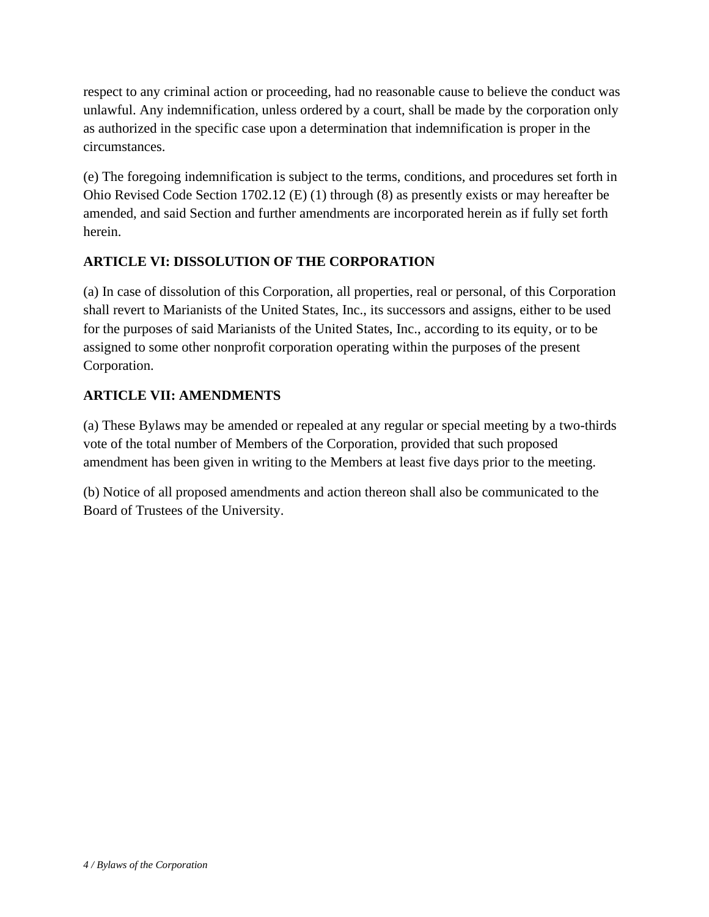respect to any criminal action or proceeding, had no reasonable cause to believe the conduct was unlawful. Any indemnification, unless ordered by a court, shall be made by the corporation only as authorized in the specific case upon a determination that indemnification is proper in the circumstances.

(e) The foregoing indemnification is subject to the terms, conditions, and procedures set forth in Ohio Revised Code Section 1702.12 (E) (1) through (8) as presently exists or may hereafter be amended, and said Section and further amendments are incorporated herein as if fully set forth herein.

## ARTICLE VI: DISSOLUTION OF THE CORPORATION

(a) In case of dissolution of this Corporation, all properties, real or personal, of this Corporation shall revert to Marianists of the United States, Inc., its successors and assigns, either to be used for the purposes of said Marianists of the United States, Inc., according to its equity, or to be assigned to some other nonprofit corporation operating within the purposes of the present Corporation.

## ARTICLE VII: AMENDMENTS

(a) These Bylaws may be amended or repealed at any regular or special meeting by a two-thirds vote of the total number of Members of the Corporation, provided that such proposed amendment has been given in writing to the Members at least five days prior to the meeting.

(b) Notice of all proposed amendments and action thereon shall also be communicated to the Board of Trustees of the University.